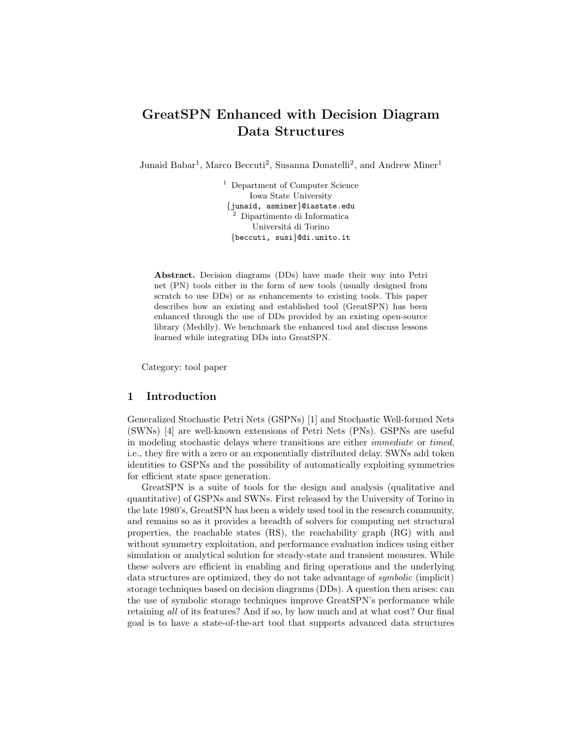# GreatSPN Enhanced with Decision Diagram Data Structures

Junaid Babar[1], Marco Beccuti[2], Susanna Donatelli[2], and Andrew Miner[1]

[1] Department of Computer Science
Iowa State University
{junaid, asminer}@iastate.edu

[2] Dipartimento di Informatica
Universitá di Torino
{beccuti, susi}@di.unito.it

**Abstract.** Decision diagrams (DDs) have made their way into Petri net (PN) tools either in the form of new tools (usually designed from scratch to use DDs) or as enhancements to existing tools. This paper describes how an existing and established tool (GreatSPN) has been enhanced through the use of DDs provided by an existing open-source library (Meddly). We benchmark the enhanced tool and discuss lessons learned while integrating DDs into GreatSPN.

Category: tool paper

## 1 Introduction

Generalized Stochastic Petri Nets (GSPNs) [1] and Stochastic Well-formed Nets (SWNs) [4] are well-known extensions of Petri Nets (PNs). GSPNs are useful in modeling stochastic delays where transitions are either *immediate* or *timed*, i.e., they fire with a zero or an exponentially distributed delay. SWNs add token identities to GSPNs and the possibility of automatically exploiting symmetries for efficient state space generation.

GreatSPN is a suite of tools for the design and analysis (qualitative and quantitative) of GSPNs and SWNs. First released by the University of Torino in the late 1980's, GreatSPN has been a widely used tool in the research community, and remains so as it provides a breadth of solvers for computing net structural properties, the reachable states (RS), the reachability graph (RG) with and without symmetry exploitation, and performance evaluation indices using either simulation or analytical solution for steady-state and transient measures. While these solvers are efficient in enabling and firing operations and the underlying data structures are optimized, they do not take advantage of *symbolic* (implicit) storage techniques based on decision diagrams (DDs). A question then arises: can the use of symbolic storage techniques improve GreatSPN's performance while retaining *all* of its features? And if so, by how much and at what cost? Our final goal is to have a state-of-the-art tool that supports advanced data structures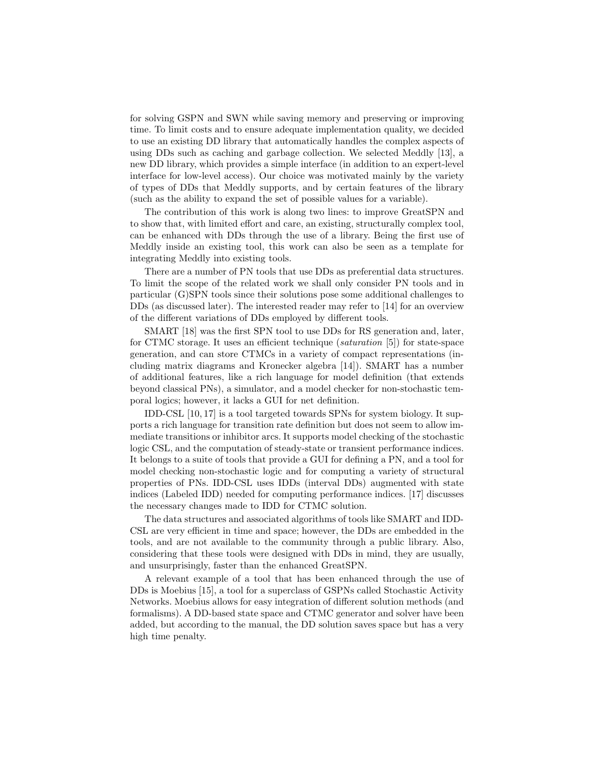for solving GSPN and SWN while saving memory and preserving or improving time. To limit costs and to ensure adequate implementation quality, we decided to use an existing DD library that automatically handles the complex aspects of using DDs such as caching and garbage collection. We selected Meddly [13], a new DD library, which provides a simple interface (in addition to an expert-level interface for low-level access). Our choice was motivated mainly by the variety of types of DDs that Meddly supports, and by certain features of the library (such as the ability to expand the set of possible values for a variable).

The contribution of this work is along two lines: to improve GreatSPN and to show that, with limited effort and care, an existing, structurally complex tool, can be enhanced with DDs through the use of a library. Being the first use of Meddly inside an existing tool, this work can also be seen as a template for integrating Meddly into existing tools.

There are a number of PN tools that use DDs as preferential data structures. To limit the scope of the related work we shall only consider PN tools and in particular (G)SPN tools since their solutions pose some additional challenges to DDs (as discussed later). The interested reader may refer to [14] for an overview of the different variations of DDs employed by different tools.

SMART [18] was the first SPN tool to use DDs for RS generation and, later, for CTMC storage. It uses an efficient technique (*saturation* [5]) for state-space generation, and can store CTMCs in a variety of compact representations (including matrix diagrams and Kronecker algebra [14]). SMART has a number of additional features, like a rich language for model definition (that extends beyond classical PNs), a simulator, and a model checker for non-stochastic temporal logics; however, it lacks a GUI for net definition.

IDD-CSL [10, 17] is a tool targeted towards SPNs for system biology. It supports a rich language for transition rate definition but does not seem to allow immediate transitions or inhibitor arcs. It supports model checking of the stochastic logic CSL, and the computation of steady-state or transient performance indices. It belongs to a suite of tools that provide a GUI for defining a PN, and a tool for model checking non-stochastic logic and for computing a variety of structural properties of PNs. IDD-CSL uses IDDs (interval DDs) augmented with state indices (Labeled IDD) needed for computing performance indices. [17] discusses the necessary changes made to IDD for CTMC solution.

The data structures and associated algorithms of tools like SMART and IDD-CSL are very efficient in time and space; however, the DDs are embedded in the tools, and are not available to the community through a public library. Also, considering that these tools were designed with DDs in mind, they are usually, and unsurprisingly, faster than the enhanced GreatSPN.

A relevant example of a tool that has been enhanced through the use of DDs is Moebius [15], a tool for a superclass of GSPNs called Stochastic Activity Networks. Moebius allows for easy integration of different solution methods (and formalisms). A DD-based state space and CTMC generator and solver have been added, but according to the manual, the DD solution saves space but has a very high time penalty.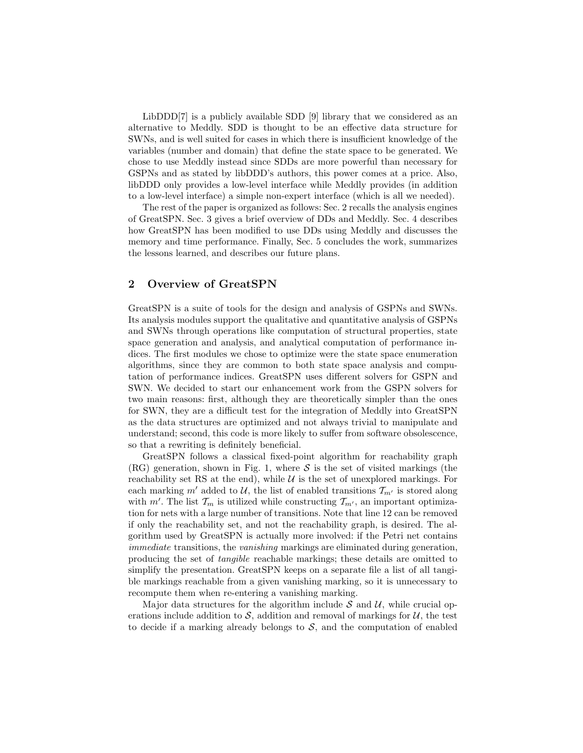LibDDD[7] is a publicly available SDD [9] library that we considered as an alternative to Meddly. SDD is thought to be an effective data structure for SWNs, and is well suited for cases in which there is insufficient knowledge of the variables (number and domain) that define the state space to be generated. We chose to use Meddly instead since SDDs are more powerful than necessary for GSPNs and as stated by libDDD's authors, this power comes at a price. Also, libDDD only provides a low-level interface while Meddly provides (in addition to a low-level interface) a simple non-expert interface (which is all we needed).

The rest of the paper is organized as follows: Sec. 2 recalls the analysis engines of GreatSPN. Sec. 3 gives a brief overview of DDs and Meddly. Sec. 4 describes how GreatSPN has been modified to use DDs using Meddly and discusses the memory and time performance. Finally, Sec. 5 concludes the work, summarizes the lessons learned, and describes our future plans.

## 2 Overview of GreatSPN

GreatSPN is a suite of tools for the design and analysis of GSPNs and SWNs. Its analysis modules support the qualitative and quantitative analysis of GSPNs and SWNs through operations like computation of structural properties, state space generation and analysis, and analytical computation of performance indices. The first modules we chose to optimize were the state space enumeration algorithms, since they are common to both state space analysis and computation of performance indices. GreatSPN uses different solvers for GSPN and SWN. We decided to start our enhancement work from the GSPN solvers for two main reasons: first, although they are theoretically simpler than the ones for SWN, they are a difficult test for the integration of Meddly into GreatSPN as the data structures are optimized and not always trivial to manipulate and understand; second, this code is more likely to suffer from software obsolescence, so that a rewriting is definitely beneficial.

GreatSPN follows a classical fixed-point algorithm for reachability graph (RG) generation, shown in Fig. 1, where $\mathcal{S}$ is the set of visited markings (the reachability set RS at the end), while $\mathcal{U}$ is the set of unexplored markings. For each marking $m'$ added to $\mathcal{U}$, the list of enabled transitions $\mathcal{T}_{m'}$ is stored along with $m'$. The list $\mathcal{T}_m$ is utilized while constructing $\mathcal{T}_{m'}$, an important optimization for nets with a large number of transitions. Note that line 12 can be removed if only the reachability set, and not the reachability graph, is desired. The algorithm used by GreatSPN is actually more involved: if the Petri net contains *immediate* transitions, the *vanishing* markings are eliminated during generation, producing the set of *tangible* reachable markings; these details are omitted to simplify the presentation. GreatSPN keeps on a separate file a list of all tangible markings reachable from a given vanishing marking, so it is unnecessary to recompute them when re-entering a vanishing marking.

Major data structures for the algorithm include $\mathcal{S}$ and $\mathcal{U}$, while crucial operations include addition to $\mathcal{S}$, addition and removal of markings for $\mathcal{U}$, the test to decide if a marking already belongs to $\mathcal{S}$, and the computation of enabled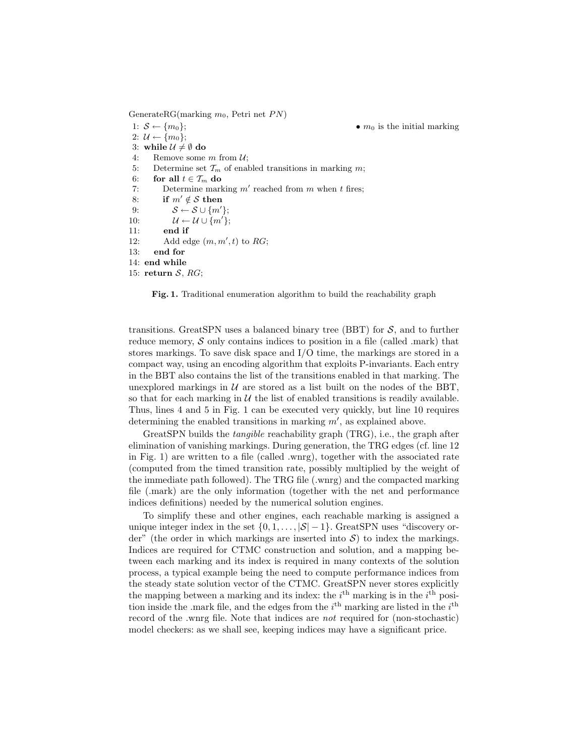GenerateRG(marking $m_0$, Petri net $PN$)

```
 1: S ← {m0};                                        • m0 is the initial marking
 2: U ← {m0};
 3: while U ≠ ∅ do
 4:    Remove some m from U;
 5:    Determine set T_m of enabled transitions in marking m;
 6:    for all t ∈ T_m do
 7:       Determine marking m' reached from m when t fires;
 8:       if m' ∉ S then
 9:          S ← S ∪ {m'};
10:          U ← U ∪ {m'};
11:       end if
12:       Add edge (m, m', t) to RG;
13:    end for
14: end while
15: return S, RG;
```

**Fig. 1.** Traditional enumeration algorithm to build the reachability graph

transitions. GreatSPN uses a balanced binary tree (BBT) for $\mathcal{S}$, and to further reduce memory, $\mathcal{S}$ only contains indices to position in a file (called .mark) that stores markings. To save disk space and I/O time, the markings are stored in a compact way, using an encoding algorithm that exploits P-invariants. Each entry in the BBT also contains the list of the transitions enabled in that marking. The unexplored markings in $\mathcal{U}$ are stored as a list built on the nodes of the BBT, so that for each marking in $\mathcal{U}$ the list of enabled transitions is readily available. Thus, lines 4 and 5 in Fig. 1 can be executed very quickly, but line 10 requires determining the enabled transitions in marking $m'$, as explained above.

GreatSPN builds the *tangible* reachability graph (TRG), i.e., the graph after elimination of vanishing markings. During generation, the TRG edges (cf. line 12 in Fig. 1) are written to a file (called .wnrg), together with the associated rate (computed from the timed transition rate, possibly multiplied by the weight of the immediate path followed). The TRG file (.wnrg) and the compacted marking file (.mark) are the only information (together with the net and performance indices definitions) needed by the numerical solution engines.

To simplify these and other engines, each reachable marking is assigned a unique integer index in the set $\{0, 1, \ldots, |\mathcal{S}| - 1\}$. GreatSPN uses "discovery order" (the order in which markings are inserted into $\mathcal{S}$) to index the markings. Indices are required for CTMC construction and solution, and a mapping between each marking and its index is required in many contexts of the solution process, a typical example being the need to compute performance indices from the steady state solution vector of the CTMC. GreatSPN never stores explicitly the mapping between a marking and its index: the $i^{\text{th}}$ marking is in the $i^{\text{th}}$ position inside the .mark file, and the edges from the $i^{\text{th}}$ marking are listed in the $i^{\text{th}}$ record of the .wnrg file. Note that indices are *not* required for (non-stochastic) model checkers: as we shall see, keeping indices may have a significant price.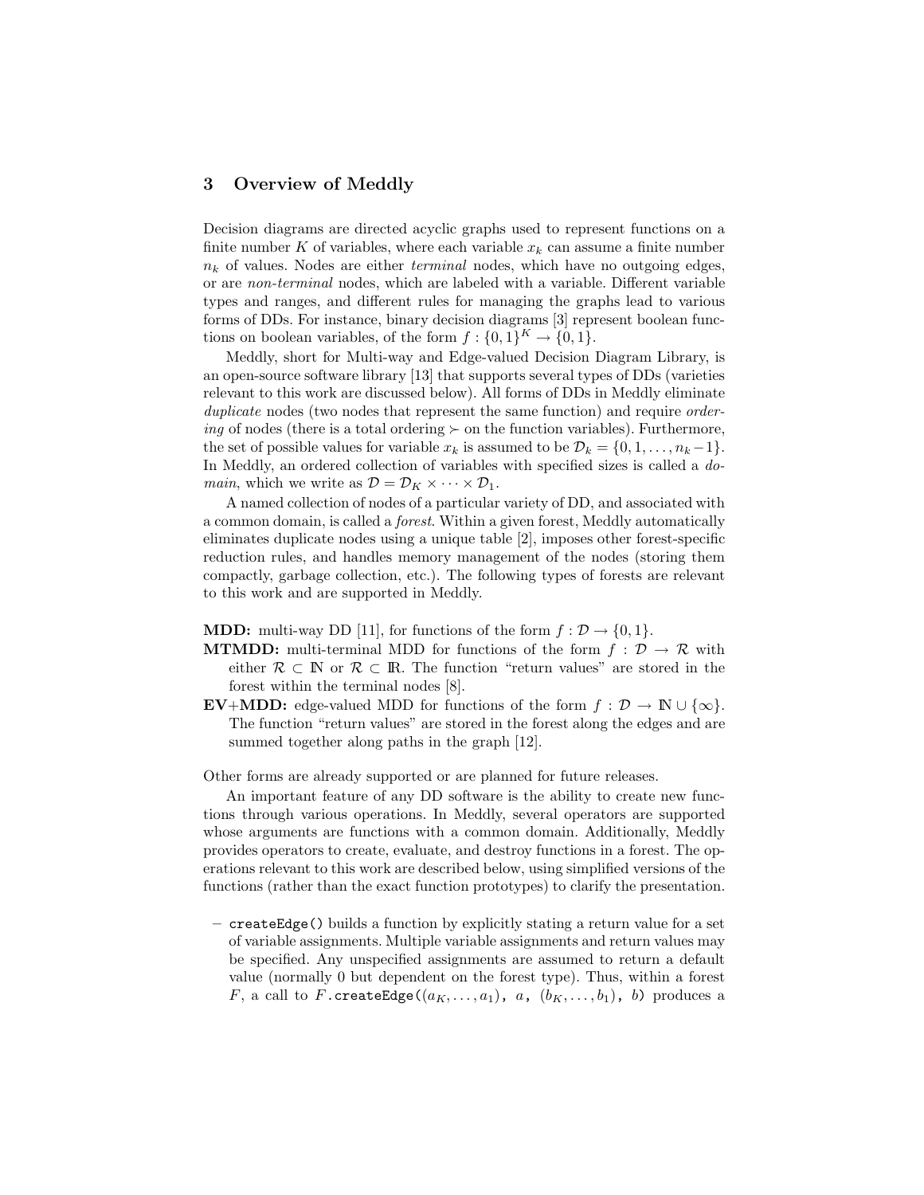## 3 Overview of Meddly

Decision diagrams are directed acyclic graphs used to represent functions on a finite number $K$ of variables, where each variable $x_k$ can assume a finite number $n_k$ of values. Nodes are either *terminal* nodes, which have no outgoing edges, or are *non-terminal* nodes, which are labeled with a variable. Different variable types and ranges, and different rules for managing the graphs lead to various forms of DDs. For instance, binary decision diagrams [3] represent boolean functions on boolean variables, of the form $f : \{0,1\}^K \to \{0,1\}$.

Meddly, short for Multi-way and Edge-valued Decision Diagram Library, is an open-source software library [13] that supports several types of DDs (varieties relevant to this work are discussed below). All forms of DDs in Meddly eliminate *duplicate* nodes (two nodes that represent the same function) and require *ordering* of nodes (there is a total ordering $\succ$ on the function variables). Furthermore, the set of possible values for variable $x_k$ is assumed to be $\mathcal{D}_k = \{0, 1, \ldots, n_k - 1\}$. In Meddly, an ordered collection of variables with specified sizes is called a *domain*, which we write as $\mathcal{D} = \mathcal{D}_K \times \cdots \times \mathcal{D}_1$.

A named collection of nodes of a particular variety of DD, and associated with a common domain, is called a *forest*. Within a given forest, Meddly automatically eliminates duplicate nodes using a unique table [2], imposes other forest-specific reduction rules, and handles memory management of the nodes (storing them compactly, garbage collection, etc.). The following types of forests are relevant to this work and are supported in Meddly.

**MDD:** multi-way DD [11], for functions of the form $f : \mathcal{D} \to \{0, 1\}$.

**MTMDD:** multi-terminal MDD for functions of the form $f : \mathcal{D} \to \mathcal{R}$ with either $\mathcal{R} \subset \mathbb{N}$ or $\mathcal{R} \subset \mathbb{R}$. The function "return values" are stored in the forest within the terminal nodes [8].

**EV+MDD:** edge-valued MDD for functions of the form $f : \mathcal{D} \to \mathbb{N} \cup \{\infty\}$. The function "return values" are stored in the forest along the edges and are summed together along paths in the graph [12].

Other forms are already supported or are planned for future releases.

An important feature of any DD software is the ability to create new functions through various operations. In Meddly, several operators are supported whose arguments are functions with a common domain. Additionally, Meddly provides operators to create, evaluate, and destroy functions in a forest. The operations relevant to this work are described below, using simplified versions of the functions (rather than the exact function prototypes) to clarify the presentation.

- `createEdge()` builds a function by explicitly stating a return value for a set of variable assignments. Multiple variable assignments and return values may be specified. Any unspecified assignments are assumed to return a default value (normally 0 but dependent on the forest type). Thus, within a forest $F$, a call to $F$.`createEdge(`$(a_K, \ldots, a_1)$`,` $a$`,` $(b_K, \ldots, b_1)$`,` $b$`)` produces a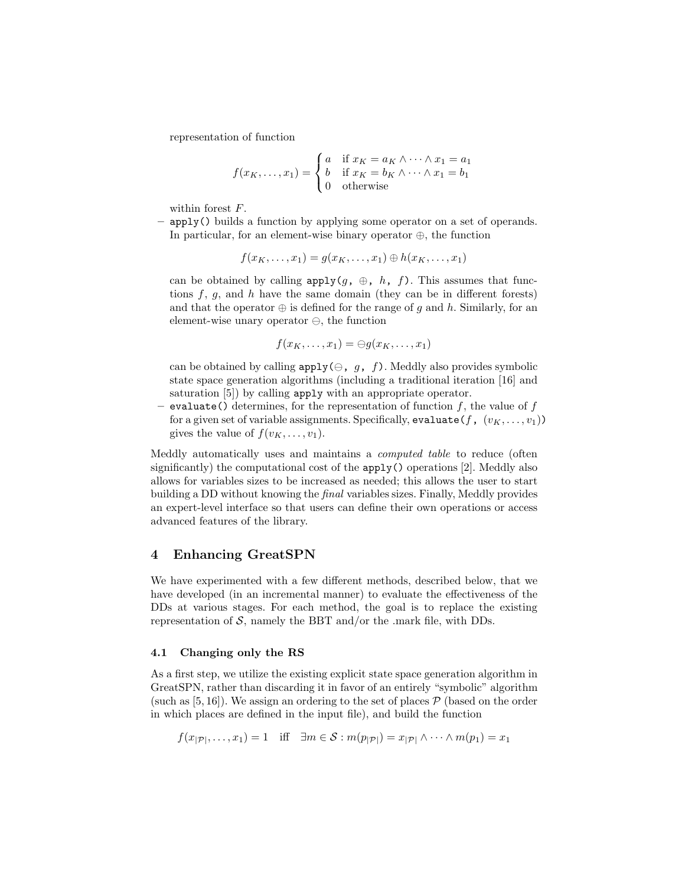representation of function

$$f(x_K, \ldots, x_1) = \begin{cases} a & \text{if } x_K = a_K \wedge \cdots \wedge x_1 = a_1 \\ b & \text{if } x_K = b_K \wedge \cdots \wedge x_1 = b_1 \\ 0 & \text{otherwise} \end{cases}$$

within forest $F$.

- `apply()` builds a function by applying some operator on a set of operands. In particular, for an element-wise binary operator $\oplus$, the function

  $$f(x_K, \ldots, x_1) = g(x_K, \ldots, x_1) \oplus h(x_K, \ldots, x_1)$$

  can be obtained by calling `apply(`$g$`, `$\oplus$`, `$h$`, `$f$`)`. This assumes that functions $f$, $g$, and $h$ have the same domain (they can be in different forests) and that the operator $\oplus$ is defined for the range of $g$ and $h$. Similarly, for an element-wise unary operator $\ominus$, the function

  $$f(x_K, \ldots, x_1) = \ominus g(x_K, \ldots, x_1)$$

  can be obtained by calling `apply(`$\ominus$`, `$g$`, `$f$`)`. Meddly also provides symbolic state space generation algorithms (including a traditional iteration [16] and saturation [5]) by calling `apply` with an appropriate operator.
- `evaluate()` determines, for the representation of function $f$, the value of $f$ for a given set of variable assignments. Specifically, `evaluate(`$f$`, `$(v_K, \ldots, v_1)$`)` gives the value of $f(v_K, \ldots, v_1)$.

Meddly automatically uses and maintains a *computed table* to reduce (often significantly) the computational cost of the `apply()` operations [2]. Meddly also allows for variables sizes to be increased as needed; this allows the user to start building a DD without knowing the *final* variables sizes. Finally, Meddly provides an expert-level interface so that users can define their own operations or access advanced features of the library.

## 4 Enhancing GreatSPN

We have experimented with a few different methods, described below, that we have developed (in an incremental manner) to evaluate the effectiveness of the DDs at various stages. For each method, the goal is to replace the existing representation of $\mathcal{S}$, namely the BBT and/or the .mark file, with DDs.

### 4.1 Changing only the RS

As a first step, we utilize the existing explicit state space generation algorithm in GreatSPN, rather than discarding it in favor of an entirely "symbolic" algorithm (such as [5, 16]). We assign an ordering to the set of places $\mathcal{P}$ (based on the order in which places are defined in the input file), and build the function

$$f(x_{|\mathcal{P}|}, \ldots, x_1) = 1 \quad \text{iff} \quad \exists m \in \mathcal{S} : m(p_{|\mathcal{P}|}) = x_{|\mathcal{P}|} \wedge \cdots \wedge m(p_1) = x_1$$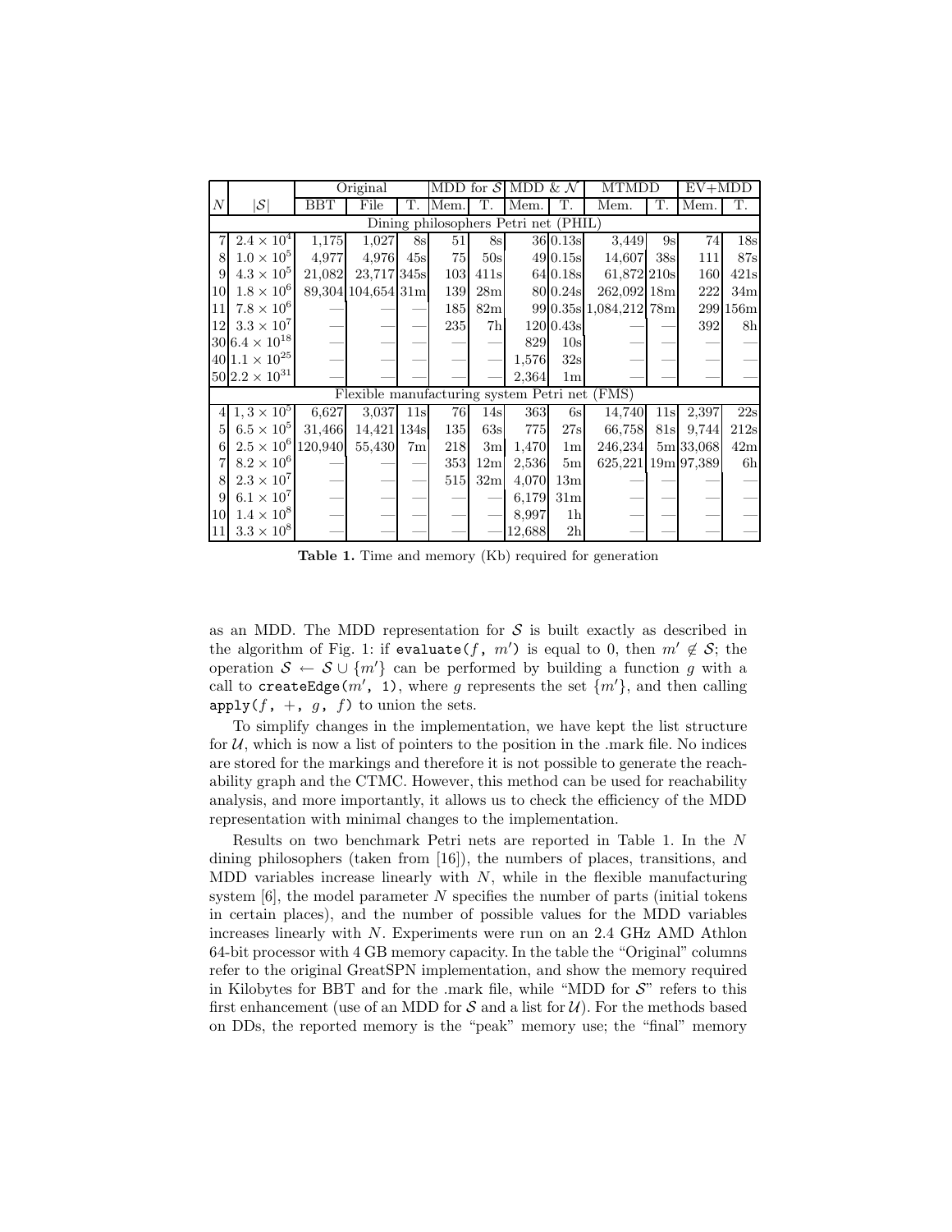| $N$ | $\lvert\mathcal{S}\rvert$ | Original | | | MDD for $\mathcal{S}$ | | MDD & $\mathcal{N}$ | | MTMDD | | EV+MDD | |
|---|---|---|---|---|---|---|---|---|---|---|---|---|
| | | BBT | File | T. | Mem. | T. | Mem. | T. | Mem. | T. | Mem. | T. |
| Dining philosophers Petri net (PHIL) | | | | | | | | | | | | |
| 7 | $2.4 \times 10^4$ | 1,175 | 1,027 | 8s | 51 | 8s | 36 | 0.13s | 3,449 | 9s | 74 | 18s |
| 8 | $1.0 \times 10^5$ | 4,977 | 4,976 | 45s | 75 | 50s | 49 | 0.15s | 14,607 | 38s | 111 | 87s |
| 9 | $4.3 \times 10^5$ | 21,082 | 23,717 | 345s | 103 | 411s | 64 | 0.18s | 61,872 | 210s | 160 | 421s |
| 10 | $1.8 \times 10^6$ | 89,304 | 104,654 | 31m | 139 | 28m | 80 | 0.24s | 262,092 | 18m | 222 | 34m |
| 11 | $7.8 \times 10^6$ | — | — | — | 185 | 82m | 99 | 0.35s | 1,084,212 | 78m | 299 | 156m |
| 12 | $3.3 \times 10^7$ | — | — | — | 235 | 7h | 120 | 0.43s | — | — | 392 | 8h |
| 30 | $6.4 \times 10^{18}$ | — | — | — | — | — | 829 | 10s | — | — | — | — |
| 40 | $1.1 \times 10^{25}$ | — | — | — | — | — | 1,576 | 32s | — | — | — | — |
| 50 | $2.2 \times 10^{31}$ | — | — | — | — | — | 2,364 | 1m | — | — | — | — |
| Flexible manufacturing system Petri net (FMS) | | | | | | | | | | | | |
| 4 | $1,3 \times 10^5$ | 6,627 | 3,037 | 11s | 76 | 14s | 363 | 6s | 14,740 | 11s | 2,397 | 22s |
| 5 | $6.5 \times 10^5$ | 31,466 | 14,421 | 134s | 135 | 63s | 775 | 27s | 66,758 | 81s | 9,744 | 212s |
| 6 | $2.5 \times 10^6$ | 120,940 | 55,430 | 7m | 218 | 3m | 1,470 | 1m | 246,234 | 5m | 33,068 | 42m |
| 7 | $8.2 \times 10^6$ | — | — | — | 353 | 12m | 2,536 | 5m | 625,221 | 19m | 97,389 | 6h |
| 8 | $2.3 \times 10^7$ | — | — | — | 515 | 32m | 4,070 | 13m | — | — | — | — |
| 9 | $6.1 \times 10^7$ | — | — | — | — | — | 6,179 | 31m | — | — | — | — |
| 10 | $1.4 \times 10^8$ | — | — | — | — | — | 8,997 | 1h | — | — | — | — |
| 11 | $3.3 \times 10^8$ | — | — | — | — | — | 12,688 | 2h | — | — | — | — |

**Table 1.** Time and memory (Kb) required for generation

as an MDD. The MDD representation for $\mathcal{S}$ is built exactly as described in the algorithm of Fig. 1: if `evaluate(`$f$`,` $m'$`)` is equal to 0, then $m' \notin \mathcal{S}$; the operation $\mathcal{S} \leftarrow \mathcal{S} \cup \{m'\}$ can be performed by building a function $g$ with a call to `createEdge(`$m'$`, 1)`, where $g$ represents the set $\{m'\}$, and then calling `apply(`$f$`, +,` $g$`,` $f$`)` to union the sets.

To simplify changes in the implementation, we have kept the list structure for $\mathcal{U}$, which is now a list of pointers to the position in the .mark file. No indices are stored for the markings and therefore it is not possible to generate the reachability graph and the CTMC. However, this method can be used for reachability analysis, and more importantly, it allows us to check the efficiency of the MDD representation with minimal changes to the implementation.

Results on two benchmark Petri nets are reported in Table 1. In the $N$ dining philosophers (taken from [16]), the numbers of places, transitions, and MDD variables increase linearly with $N$, while in the flexible manufacturing system [6], the model parameter $N$ specifies the number of parts (initial tokens in certain places), and the number of possible values for the MDD variables increases linearly with $N$. Experiments were run on an 2.4 GHz AMD Athlon 64-bit processor with 4 GB memory capacity. In the table the "Original" columns refer to the original GreatSPN implementation, and show the memory required in Kilobytes for BBT and for the .mark file, while "MDD for $\mathcal{S}$" refers to this first enhancement (use of an MDD for $\mathcal{S}$ and a list for $\mathcal{U}$). For the methods based on DDs, the reported memory is the "peak" memory use; the "final" memory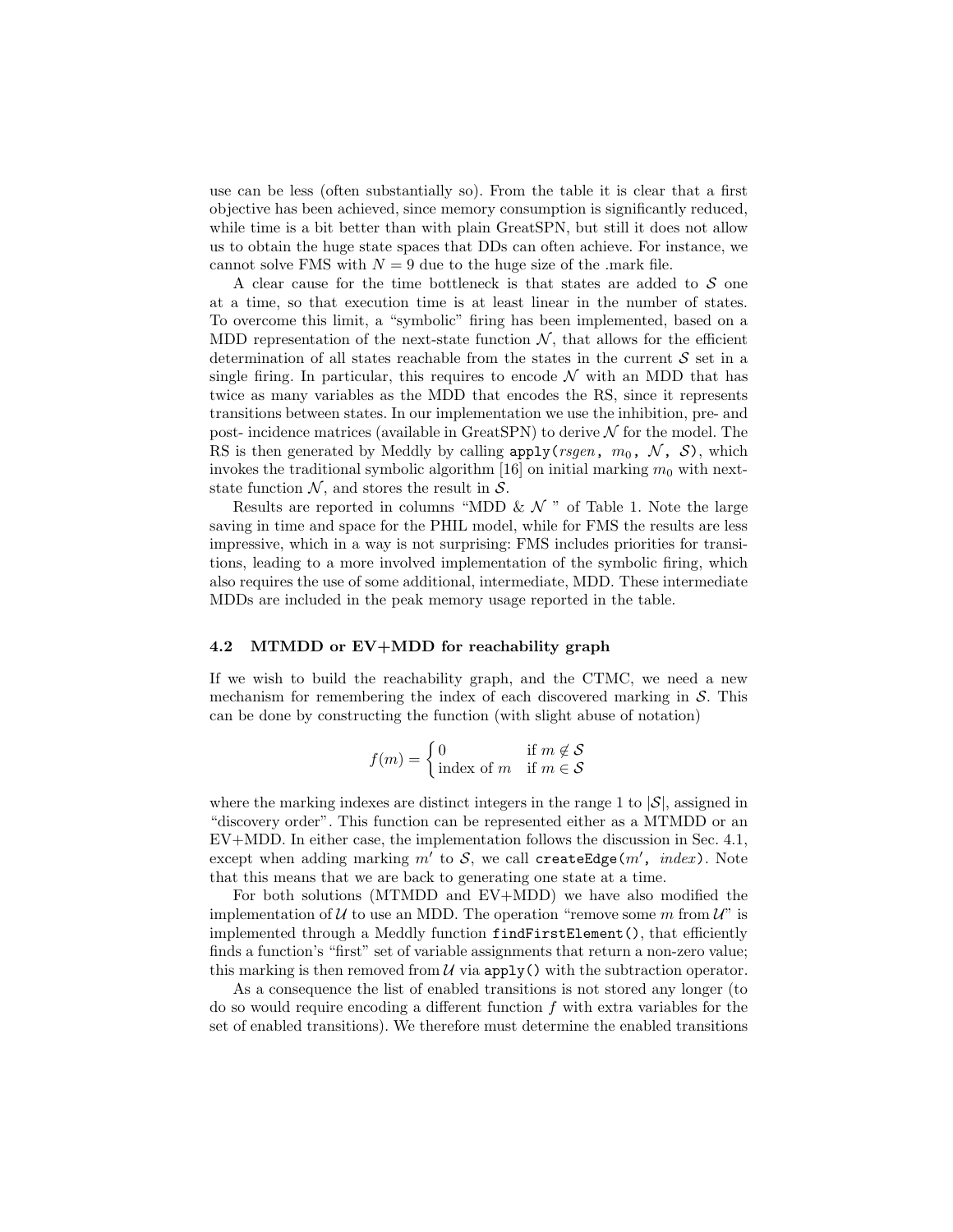use can be less (often substantially so). From the table it is clear that a first objective has been achieved, since memory consumption is significantly reduced, while time is a bit better than with plain GreatSPN, but still it does not allow us to obtain the huge state spaces that DDs can often achieve. For instance, we cannot solve FMS with $N = 9$ due to the huge size of the .mark file.

A clear cause for the time bottleneck is that states are added to $\mathcal{S}$ one at a time, so that execution time is at least linear in the number of states. To overcome this limit, a "symbolic" firing has been implemented, based on a MDD representation of the next-state function $\mathcal{N}$, that allows for the efficient determination of all states reachable from the states in the current $\mathcal{S}$ set in a single firing. In particular, this requires to encode $\mathcal{N}$ with an MDD that has twice as many variables as the MDD that encodes the RS, since it represents transitions between states. In our implementation we use the inhibition, pre- and post- incidence matrices (available in GreatSPN) to derive $\mathcal{N}$ for the model. The RS is then generated by Meddly by calling `apply(`*rsgen*`,` $m_0$`,` $\mathcal{N}$`,` $\mathcal{S}$`)`, which invokes the traditional symbolic algorithm [16] on initial marking $m_0$ with next-state function $\mathcal{N}$, and stores the result in $\mathcal{S}$.

Results are reported in columns "MDD & $\mathcal{N}$ " of Table 1. Note the large saving in time and space for the PHIL model, while for FMS the results are less impressive, which in a way is not surprising: FMS includes priorities for transitions, leading to a more involved implementation of the symbolic firing, which also requires the use of some additional, intermediate, MDD. These intermediate MDDs are included in the peak memory usage reported in the table.

### 4.2 MTMDD or EV+MDD for reachability graph

If we wish to build the reachability graph, and the CTMC, we need a new mechanism for remembering the index of each discovered marking in $\mathcal{S}$. This can be done by constructing the function (with slight abuse of notation)

$$f(m) = \begin{cases} 0 & \text{if } m \notin \mathcal{S} \\ \text{index of } m & \text{if } m \in \mathcal{S} \end{cases}$$

where the marking indexes are distinct integers in the range 1 to $|\mathcal{S}|$, assigned in "discovery order". This function can be represented either as a MTMDD or an EV+MDD. In either case, the implementation follows the discussion in Sec. 4.1, except when adding marking $m'$ to $\mathcal{S}$, we call `createEdge(`$m'$`,` *index*`)`. Note that this means that we are back to generating one state at a time.

For both solutions (MTMDD and EV+MDD) we have also modified the implementation of $\mathcal{U}$ to use an MDD. The operation "remove some $m$ from $\mathcal{U}$" is implemented through a Meddly function `findFirstElement()`, that efficiently finds a function's "first" set of variable assignments that return a non-zero value; this marking is then removed from $\mathcal{U}$ via `apply()` with the subtraction operator.

As a consequence the list of enabled transitions is not stored any longer (to do so would require encoding a different function $f$ with extra variables for the set of enabled transitions). We therefore must determine the enabled transitions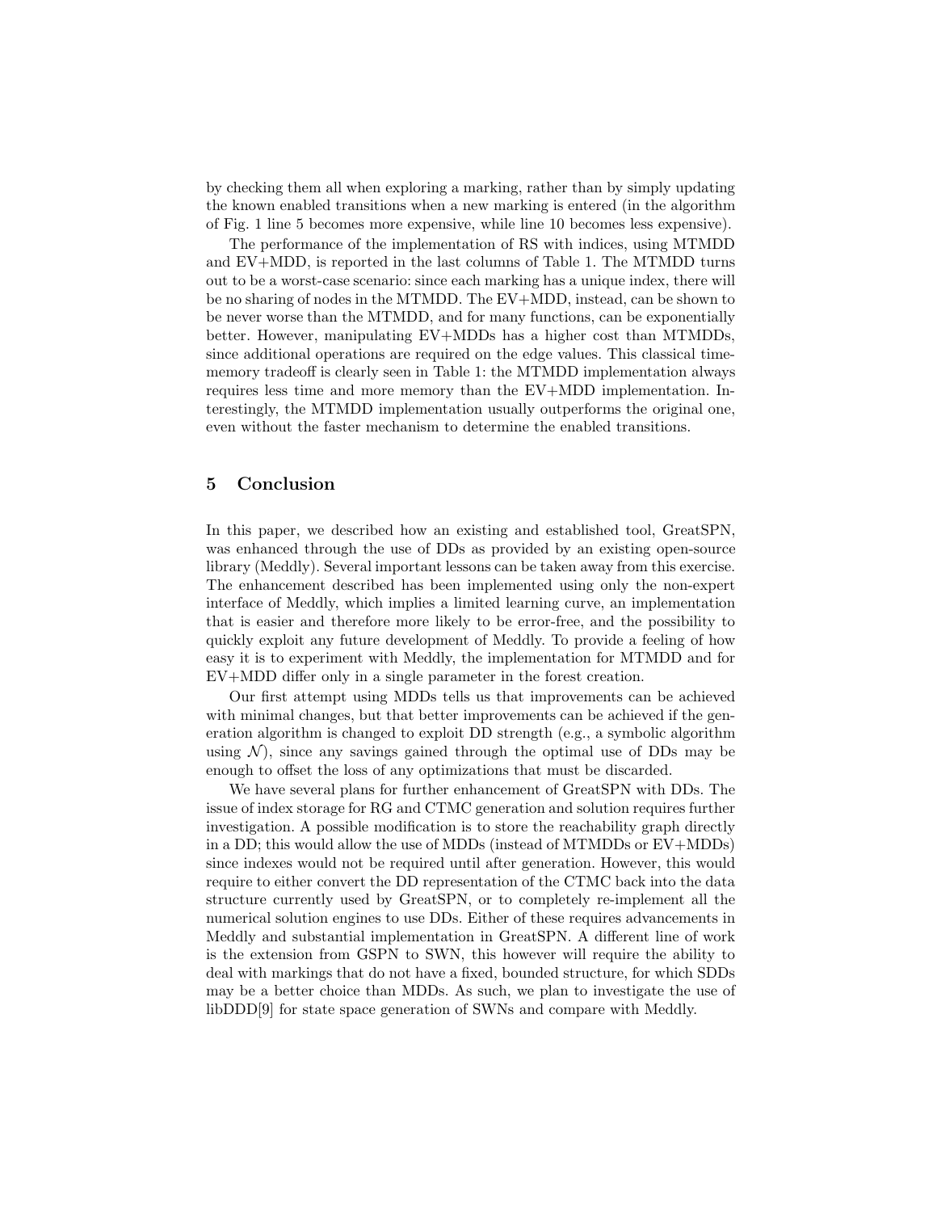by checking them all when exploring a marking, rather than by simply updating the known enabled transitions when a new marking is entered (in the algorithm of Fig. 1 line 5 becomes more expensive, while line 10 becomes less expensive).

The performance of the implementation of RS with indices, using MTMDD and EV+MDD, is reported in the last columns of Table 1. The MTMDD turns out to be a worst-case scenario: since each marking has a unique index, there will be no sharing of nodes in the MTMDD. The EV+MDD, instead, can be shown to be never worse than the MTMDD, and for many functions, can be exponentially better. However, manipulating EV+MDDs has a higher cost than MTMDDs, since additional operations are required on the edge values. This classical time-memory tradeoff is clearly seen in Table 1: the MTMDD implementation always requires less time and more memory than the EV+MDD implementation. Interestingly, the MTMDD implementation usually outperforms the original one, even without the faster mechanism to determine the enabled transitions.

## 5 Conclusion

In this paper, we described how an existing and established tool, GreatSPN, was enhanced through the use of DDs as provided by an existing open-source library (Meddly). Several important lessons can be taken away from this exercise. The enhancement described has been implemented using only the non-expert interface of Meddly, which implies a limited learning curve, an implementation that is easier and therefore more likely to be error-free, and the possibility to quickly exploit any future development of Meddly. To provide a feeling of how easy it is to experiment with Meddly, the implementation for MTMDD and for EV+MDD differ only in a single parameter in the forest creation.

Our first attempt using MDDs tells us that improvements can be achieved with minimal changes, but that better improvements can be achieved if the generation algorithm is changed to exploit DD strength (e.g., a symbolic algorithm using $\mathcal{N}$), since any savings gained through the optimal use of DDs may be enough to offset the loss of any optimizations that must be discarded.

We have several plans for further enhancement of GreatSPN with DDs. The issue of index storage for RG and CTMC generation and solution requires further investigation. A possible modification is to store the reachability graph directly in a DD; this would allow the use of MDDs (instead of MTMDDs or EV+MDDs) since indexes would not be required until after generation. However, this would require to either convert the DD representation of the CTMC back into the data structure currently used by GreatSPN, or to completely re-implement all the numerical solution engines to use DDs. Either of these requires advancements in Meddly and substantial implementation in GreatSPN. A different line of work is the extension from GSPN to SWN, this however will require the ability to deal with markings that do not have a fixed, bounded structure, for which SDDs may be a better choice than MDDs. As such, we plan to investigate the use of libDDD[9] for state space generation of SWNs and compare with Meddly.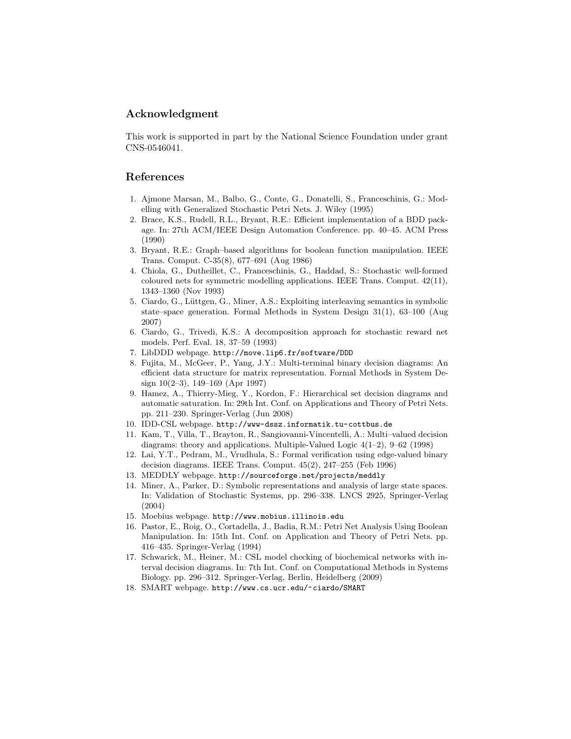## Acknowledgment

This work is supported in part by the National Science Foundation under grant CNS-0546041.

## References

1. Ajmone Marsan, M., Balbo, G., Conte, G., Donatelli, S., Franceschinis, G.: Modelling with Generalized Stochastic Petri Nets. J. Wiley (1995)
2. Brace, K.S., Rudell, R.L., Bryant, R.E.: Efficient implementation of a BDD package. In: 27th ACM/IEEE Design Automation Conference. pp. 40–45. ACM Press (1990)
3. Bryant, R.E.: Graph–based algorithms for boolean function manipulation. IEEE Trans. Comput. C-35(8), 677–691 (Aug 1986)
4. Chiola, G., Dutheillet, C., Franceschinis, G., Haddad, S.: Stochastic well-formed coloured nets for symmetric modelling applications. IEEE Trans. Comput. 42(11), 1343–1360 (Nov 1993)
5. Ciardo, G., Lüttgen, G., Miner, A.S.: Exploiting interleaving semantics in symbolic state–space generation. Formal Methods in System Design 31(1), 63–100 (Aug 2007)
6. Ciardo, G., Trivedi, K.S.: A decomposition approach for stochastic reward net models. Perf. Eval. 18, 37–59 (1993)
7. LibDDD webpage. `http://move.lip6.fr/software/DDD`
8. Fujita, M., McGeer, P., Yang, J.Y.: Multi-terminal binary decision diagrams: An efficient data structure for matrix representation. Formal Methods in System Design 10(2–3), 149–169 (Apr 1997)
9. Hamez, A., Thierry-Mieg, Y., Kordon, F.: Hierarchical set decision diagrams and automatic saturation. In: 29th Int. Conf. on Applications and Theory of Petri Nets. pp. 211–230. Springer-Verlag (Jun 2008)
10. IDD-CSL webpage. `http://www-dssz.informatik.tu-cottbus.de`
11. Kam, T., Villa, T., Brayton, R., Sangiovanni-Vincentelli, A.: Multi–valued decision diagrams: theory and applications. Multiple-Valued Logic 4(1–2), 9–62 (1998)
12. Lai, Y.T., Pedram, M., Vrudhula, S.: Formal verification using edge-valued binary decision diagrams. IEEE Trans. Comput. 45(2), 247–255 (Feb 1996)
13. MEDDLY webpage. `http://sourceforge.net/projects/meddly`
14. Miner, A., Parker, D.: Symbolic representations and analysis of large state spaces. In: Validation of Stochastic Systems, pp. 296–338. LNCS 2925, Springer-Verlag (2004)
15. Moebius webpage. `http://www.mobius.illinois.edu`
16. Pastor, E., Roig, O., Cortadella, J., Badia, R.M.: Petri Net Analysis Using Boolean Manipulation. In: 15th Int. Conf. on Application and Theory of Petri Nets. pp. 416–435. Springer-Verlag (1994)
17. Schwarick, M., Heiner, M.: CSL model checking of biochemical networks with interval decision diagrams. In: 7th Int. Conf. on Computational Methods in Systems Biology. pp. 296–312. Springer-Verlag, Berlin, Heidelberg (2009)
18. SMART webpage. `http://www.cs.ucr.edu/~ciardo/SMART`